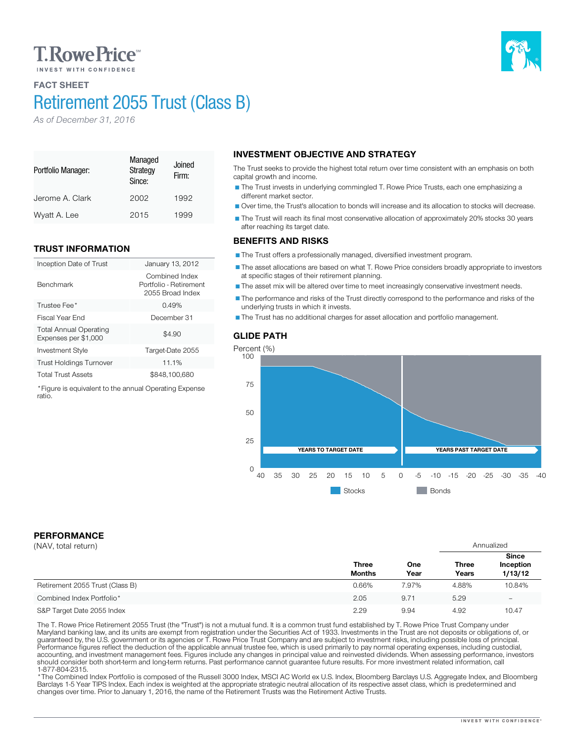T. Rowe Price

INVEST WITH CONFIDENCE

## FACT SHEET

# Retirement 2055 Trust (Class B)

*As of December 31, 2016*

| Portfolio Manager: | Managed Strategy Since: | Joined Firm: |
|---|---|---|
| Jerome A. Clark | 2002 | 1992 |
| Wyatt A. Lee | 2015 | 1999 |

## TRUST INFORMATION

| | |
|---|---|
| Inception Date of Trust | January 13, 2012 |
| Benchmark | Combined Index Portfolio - Retirement 2055 Broad Index |
| Trustee Fee* | 0.49% |
| Fiscal Year End | December 31 |
| Total Annual Operating Expenses per $1,000 | $4.90 |
| Investment Style | Target-Date 2055 |
| Trust Holdings Turnover | 11.1% |
| Total Trust Assets | $848,100,680 |

*Figure is equivalent to the annual Operating Expense ratio.

## INVESTMENT OBJECTIVE AND STRATEGY

The Trust seeks to provide the highest total return over time consistent with an emphasis on both capital growth and income.

- The Trust invests in underlying commingled T. Rowe Price Trusts, each one emphasizing a different market sector.
- Over time, the Trust's allocation to bonds will increase and its allocation to stocks will decrease.
- The Trust will reach its final most conservative allocation of approximately 20% stocks 30 years after reaching its target date.

## BENEFITS AND RISKS

- The Trust offers a professionally managed, diversified investment program.
- The asset allocations are based on what T. Rowe Price considers broadly appropriate to investors at specific stages of their retirement planning.
- The asset mix will be altered over time to meet increasingly conservative investment needs.
- The performance and risks of the Trust directly correspond to the performance and risks of the underlying trusts in which it invests.
- The Trust has no additional charges for asset allocation and portfolio management.

## GLIDE PATH

Percent (%)

YEARS TO TARGET DATE — YEARS PAST TARGET DATE

40, 35, 30, 25, 20, 15, 10, 5, 0, -5, -10, -15, -20, -25, -30, -35, -40

Stocks · Bonds

## PERFORMANCE

(NAV, total return)

| | Three Months | One Year | Three Years (Annualized) | Since Inception 1/13/12 (Annualized) |
|---|---|---|---|---|
| Retirement 2055 Trust (Class B) | 0.66% | 7.97% | 4.88% | 10.84% |
| Combined Index Portfolio* | 2.05 | 9.71 | 5.29 | – |
| S&P Target Date 2055 Index | 2.29 | 9.94 | 4.92 | 10.47 |

The T. Rowe Price Retirement 2055 Trust (the "Trust") is not a mutual fund. It is a common trust fund established by T. Rowe Price Trust Company under Maryland banking law, and its units are exempt from registration under the Securities Act of 1933. Investments in the Trust are not deposits or obligations of, or guaranteed by, the U.S. government or its agencies or T. Rowe Price Trust Company and are subject to investment risks, including possible loss of principal. Performance figures reflect the deduction of the applicable annual trustee fee, which is used primarily to pay normal operating expenses, including custodial, accounting, and investment management fees. Figures include any changes in principal value and reinvested dividends. When assessing performance, investors should consider both short-term and long-term returns. Past performance cannot guarantee future results. For more investment related information, call 1-877-804-2315.

*The Combined Index Portfolio is composed of the Russell 3000 Index, MSCI AC World ex U.S. Index, Bloomberg Barclays U.S. Aggregate Index, and Bloomberg Barclays 1-5 Year TIPS Index. Each index is weighted at the appropriate strategic neutral allocation of its respective asset class, which is predetermined and changes over time. Prior to January 1, 2016, the name of the Retirement Trusts was the Retirement Active Trusts.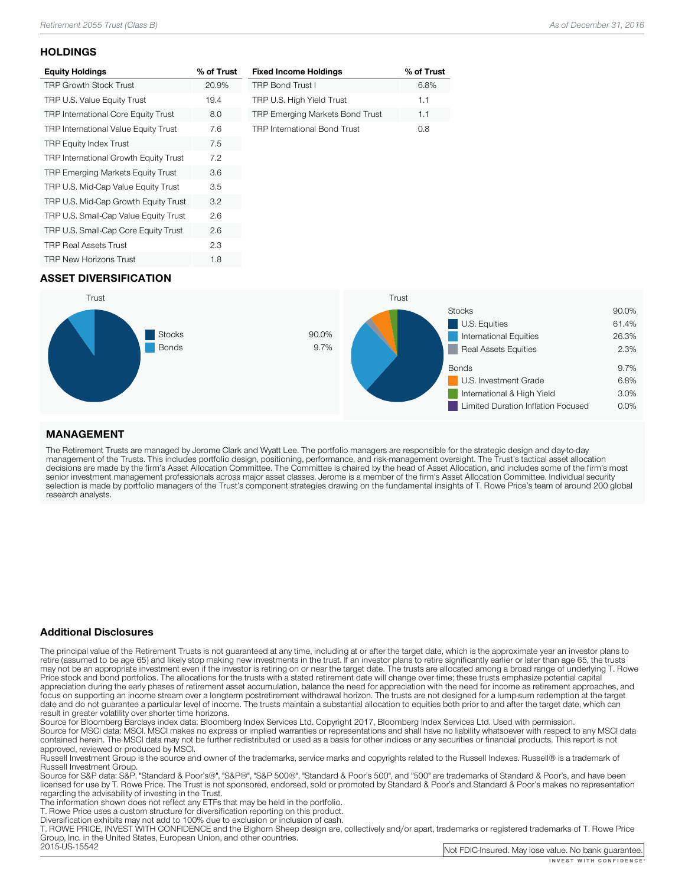## HOLDINGS

| Equity Holdings | % of Trust |
|---|---|
| TRP Growth Stock Trust | 20.9% |
| TRP U.S. Value Equity Trust | 19.4 |
| TRP International Core Equity Trust | 8.0 |
| TRP International Value Equity Trust | 7.6 |
| TRP Equity Index Trust | 7.5 |
| TRP International Growth Equity Trust | 7.2 |
| TRP Emerging Markets Equity Trust | 3.6 |
| TRP U.S. Mid-Cap Value Equity Trust | 3.5 |
| TRP U.S. Mid-Cap Growth Equity Trust | 3.2 |
| TRP U.S. Small-Cap Value Equity Trust | 2.6 |
| TRP U.S. Small-Cap Core Equity Trust | 2.6 |
| TRP Real Assets Trust | 2.3 |
| TRP New Horizons Trust | 1.8 |

| Fixed Income Holdings | % of Trust |
|---|---|
| TRP Bond Trust I | 6.8% |
| TRP U.S. High Yield Trust | 1.1 |
| TRP Emerging Markets Bond Trust | 1.1 |
| TRP International Bond Trust | 0.8 |

## ASSET DIVERSIFICATION

Trust

| | |
|---|---|
| Stocks | 90.0% |
| Bonds | 9.7% |

Trust

| | |
|---|---|
| Stocks | 90.0% |
| U.S. Equities | 61.4% |
| International Equities | 26.3% |
| Real Assets Equities | 2.3% |
| Bonds | 9.7% |
| U.S. Investment Grade | 6.8% |
| International & High Yield | 3.0% |
| Limited Duration Inflation Focused | 0.0% |

## MANAGEMENT

The Retirement Trusts are managed by Jerome Clark and Wyatt Lee. The portfolio managers are responsible for the strategic design and day-to-day management of the Trusts. This includes portfolio design, positioning, performance, and risk-management oversight. The Trust's tactical asset allocation decisions are made by the firm's Asset Allocation Committee. The Committee is chaired by the head of Asset Allocation, and includes some of the firm's most senior investment management professionals across major asset classes. Jerome is a member of the firm's Asset Allocation Committee. Individual security selection is made by portfolio managers of the Trust's component strategies drawing on the fundamental insights of T. Rowe Price's team of around 200 global research analysts.

### Additional Disclosures

The principal value of the Retirement Trusts is not guaranteed at any time, including at or after the target date, which is the approximate year an investor plans to retire (assumed to be age 65) and likely stop making new investments in the trust. If an investor plans to retire significantly earlier or later than age 65, the trusts may not be an appropriate investment even if the investor is retiring on or near the target date. The trusts are allocated among a broad range of underlying T. Rowe Price stock and bond portfolios. The allocations for the trusts with a stated retirement date will change over time; these trusts emphasize potential capital appreciation during the early phases of retirement asset accumulation, balance the need for appreciation with the need for income as retirement approaches, and focus on supporting an income stream over a longterm postretirement withdrawal horizon. The trusts are not designed for a lump-sum redemption at the target date and do not guarantee a particular level of income. The trusts maintain a substantial allocation to equities both prior to and after the target date, which can result in greater volatility over shorter time horizons.
Source for Bloomberg Barclays index data: Bloomberg Index Services Ltd. Copyright 2017, Bloomberg Index Services Ltd. Used with permission.
Source for MSCI data: MSCI. MSCI makes no express or implied warranties or representations and shall have no liability whatsoever with respect to any MSCI data contained herein. The MSCI data may not be further redistributed or used as a basis for other indices or any securities or financial products. This report is not approved, reviewed or produced by MSCI.
Russell Investment Group is the source and owner of the trademarks, service marks and copyrights related to the Russell Indexes. Russell® is a trademark of Russell Investment Group.
Source for S&P data: S&P. "Standard & Poor's®", "S&P®", "S&P 500®", "Standard & Poor's 500", and "500" are trademarks of Standard & Poor's, and have been licensed for use by T. Rowe Price. The Trust is not sponsored, endorsed, sold or promoted by Standard & Poor's and Standard & Poor's makes no representation regarding the advisability of investing in the Trust.
The information shown does not reflect any ETFs that may be held in the portfolio.
T. Rowe Price uses a custom structure for diversification reporting on this product.
Diversification exhibits may not add to 100% due to exclusion or inclusion of cash.
T. ROWE PRICE, INVEST WITH CONFIDENCE and the Bighorn Sheep design are, collectively and/or apart, trademarks or registered trademarks of T. Rowe Price Group, Inc. in the United States, European Union, and other countries.
2015-US-15542

Not FDIC-Insured. May lose value. No bank guarantee.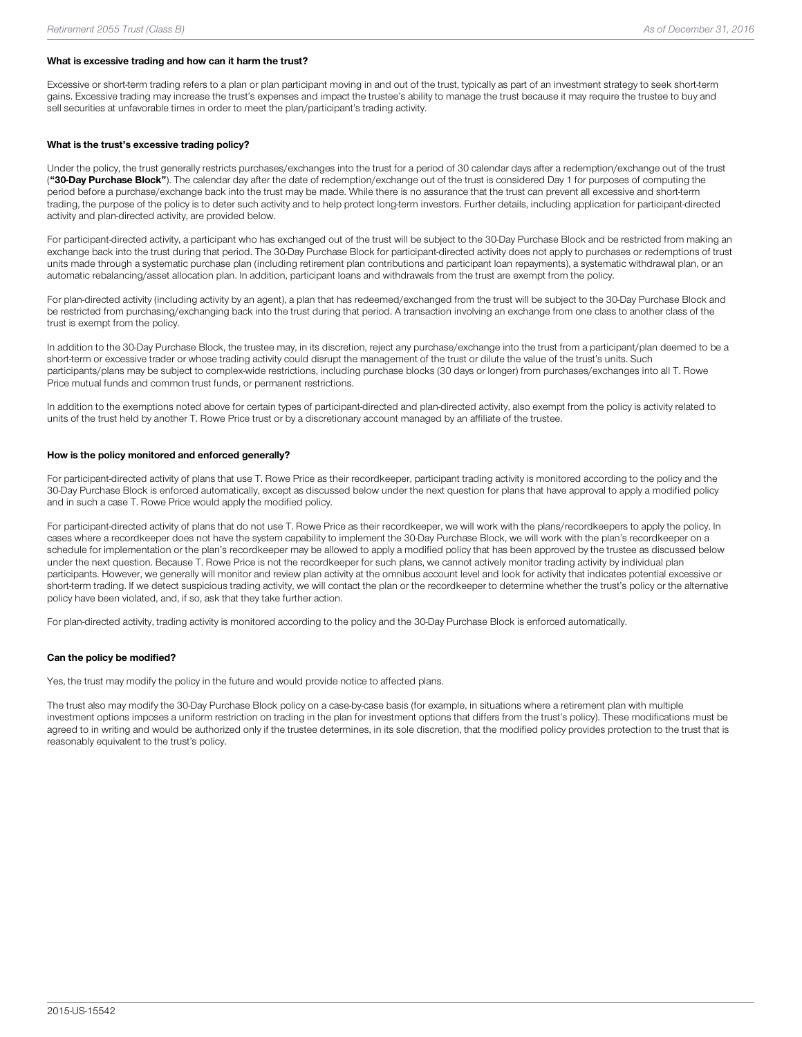**What is excessive trading and how can it harm the trust?**

Excessive or short-term trading refers to a plan or plan participant moving in and out of the trust, typically as part of an investment strategy to seek short-term gains. Excessive trading may increase the trust's expenses and impact the trustee's ability to manage the trust because it may require the trustee to buy and sell securities at unfavorable times in order to meet the plan/participant's trading activity.

**What is the trust's excessive trading policy?**

Under the policy, the trust generally restricts purchases/exchanges into the trust for a period of 30 calendar days after a redemption/exchange out of the trust (**"30-Day Purchase Block"**). The calendar day after the date of redemption/exchange out of the trust is considered Day 1 for purposes of computing the period before a purchase/exchange back into the trust may be made. While there is no assurance that the trust can prevent all excessive and short-term trading, the purpose of the policy is to deter such activity and to help protect long-term investors. Further details, including application for participant-directed activity and plan-directed activity, are provided below.

For participant-directed activity, a participant who has exchanged out of the trust will be subject to the 30-Day Purchase Block and be restricted from making an exchange back into the trust during that period. The 30-Day Purchase Block for participant-directed activity does not apply to purchases or redemptions of trust units made through a systematic purchase plan (including retirement plan contributions and participant loan repayments), a systematic withdrawal plan, or an automatic rebalancing/asset allocation plan. In addition, participant loans and withdrawals from the trust are exempt from the policy.

For plan-directed activity (including activity by an agent), a plan that has redeemed/exchanged from the trust will be subject to the 30-Day Purchase Block and be restricted from purchasing/exchanging back into the trust during that period. A transaction involving an exchange from one class to another class of the trust is exempt from the policy.

In addition to the 30-Day Purchase Block, the trustee may, in its discretion, reject any purchase/exchange into the trust from a participant/plan deemed to be a short-term or excessive trader or whose trading activity could disrupt the management of the trust or dilute the value of the trust's units. Such participants/plans may be subject to complex-wide restrictions, including purchase blocks (30 days or longer) from purchases/exchanges into all T. Rowe Price mutual funds and common trust funds, or permanent restrictions.

In addition to the exemptions noted above for certain types of participant-directed and plan-directed activity, also exempt from the policy is activity related to units of the trust held by another T. Rowe Price trust or by a discretionary account managed by an affiliate of the trustee.

**How is the policy monitored and enforced generally?**

For participant-directed activity of plans that use T. Rowe Price as their recordkeeper, participant trading activity is monitored according to the policy and the 30-Day Purchase Block is enforced automatically, except as discussed below under the next question for plans that have approval to apply a modified policy and in such a case T. Rowe Price would apply the modified policy.

For participant-directed activity of plans that do not use T. Rowe Price as their recordkeeper, we will work with the plans/recordkeepers to apply the policy. In cases where a recordkeeper does not have the system capability to implement the 30-Day Purchase Block, we will work with the plan's recordkeeper on a schedule for implementation or the plan's recordkeeper may be allowed to apply a modified policy that has been approved by the trustee as discussed below under the next question. Because T. Rowe Price is not the recordkeeper for such plans, we cannot actively monitor trading activity by individual plan participants. However, we generally will monitor and review plan activity at the omnibus account level and look for activity that indicates potential excessive or short-term trading. If we detect suspicious trading activity, we will contact the plan or the recordkeeper to determine whether the trust's policy or the alternative policy have been violated, and, if so, ask that they take further action.

For plan-directed activity, trading activity is monitored according to the policy and the 30-Day Purchase Block is enforced automatically.

**Can the policy be modified?**

Yes, the trust may modify the policy in the future and would provide notice to affected plans.

The trust also may modify the 30-Day Purchase Block policy on a case-by-case basis (for example, in situations where a retirement plan with multiple investment options imposes a uniform restriction on trading in the plan for investment options that differs from the trust's policy). These modifications must be agreed to in writing and would be authorized only if the trustee determines, in its sole discretion, that the modified policy provides protection to the trust that is reasonably equivalent to the trust's policy.